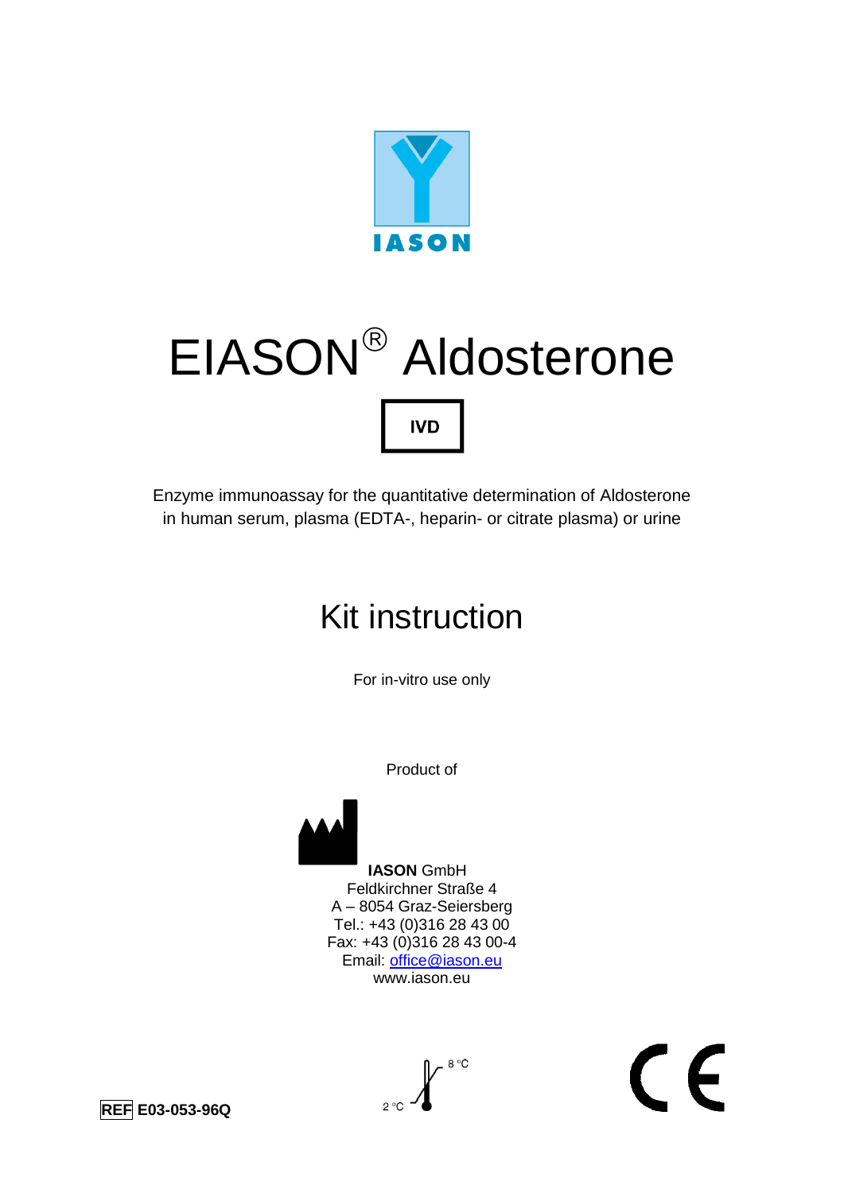IASON

# EIASON® Aldosterone

IVD

Enzyme immunoassay for the quantitative determination of Aldosterone in human serum, plasma (EDTA-, heparin- or citrate plasma) or urine

## Kit instruction

For in-vitro use only

Product of

**IASON** GmbH
Feldkirchner Straße 4
A – 8054 Graz-Seiersberg
Tel.: +43 (0)316 28 43 00
Fax: +43 (0)316 28 43 00-4
Email: office@iason.eu
www.iason.eu

**REF E03-053-96Q**

2 °C – 8 °C

CE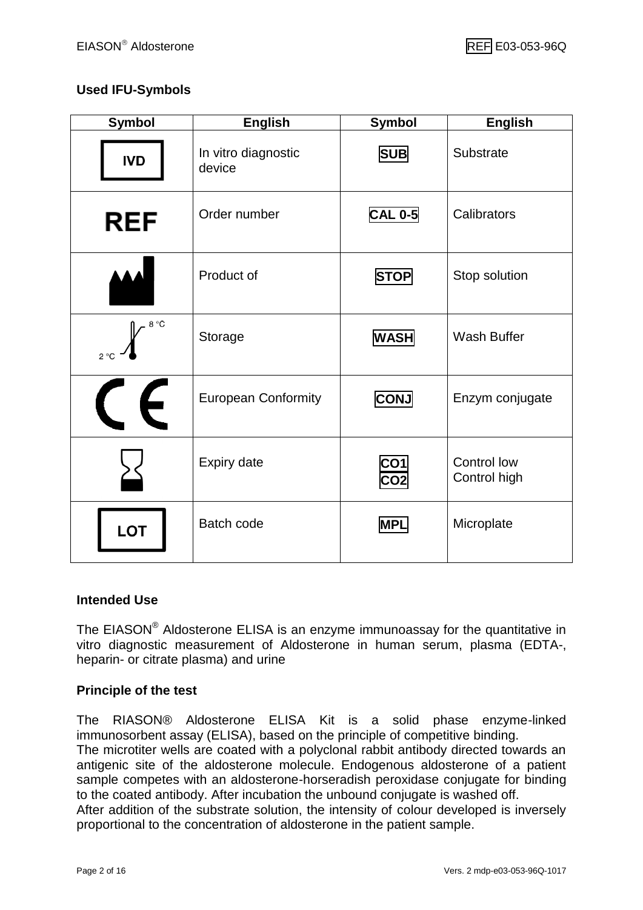## Used IFU-Symbols

| Symbol | English | Symbol | English |
|---|---|---|---|
| IVD | In vitro diagnostic device | SUB | Substrate |
| REF | Order number | CAL 0-5 | Calibrators |
| | Product of | STOP | Stop solution |
| 2 °C – 8 °C | Storage | WASH | Wash Buffer |
| CE | European Conformity | CONJ | Enzym conjugate |
| | Expiry date | CO1 CO2 | Control low Control high |
| LOT | Batch code | MPL | Microplate |

## Intended Use

The EIASON® Aldosterone ELISA is an enzyme immunoassay for the quantitative in vitro diagnostic measurement of Aldosterone in human serum, plasma (EDTA-, heparin- or citrate plasma) and urine

## Principle of the test

The RIASON® Aldosterone ELISA Kit is a solid phase enzyme-linked immunosorbent assay (ELISA), based on the principle of competitive binding.
The microtiter wells are coated with a polyclonal rabbit antibody directed towards an antigenic site of the aldosterone molecule. Endogenous aldosterone of a patient sample competes with an aldosterone-horseradish peroxidase conjugate for binding to the coated antibody. After incubation the unbound conjugate is washed off.
After addition of the substrate solution, the intensity of colour developed is inversely proportional to the concentration of aldosterone in the patient sample.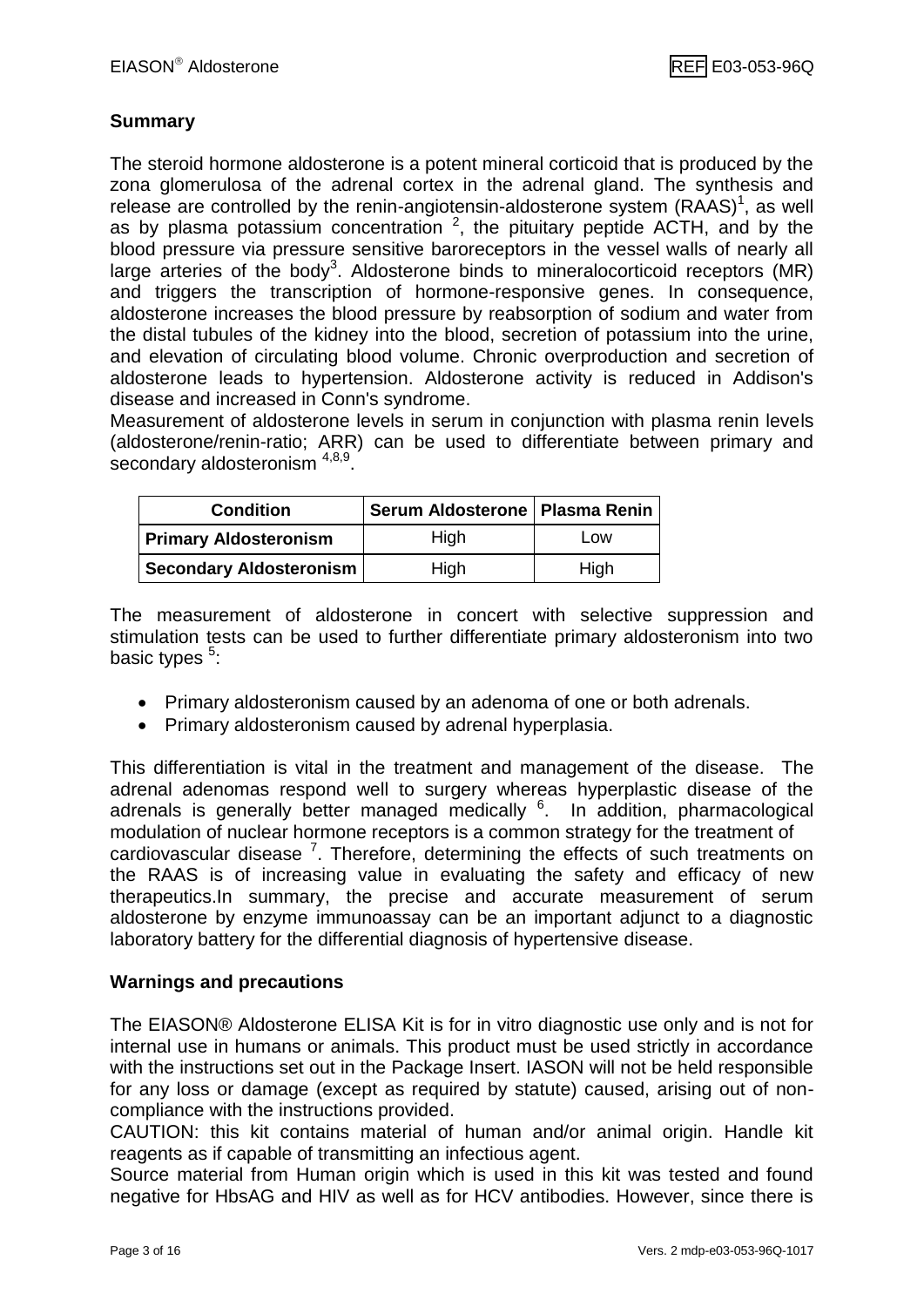## Summary

The steroid hormone aldosterone is a potent mineral corticoid that is produced by the zona glomerulosa of the adrenal cortex in the adrenal gland. The synthesis and release are controlled by the renin-angiotensin-aldosterone system (RAAS)[1], as well as by plasma potassium concentration [2], the pituitary peptide ACTH, and by the blood pressure via pressure sensitive baroreceptors in the vessel walls of nearly all large arteries of the body[3]. Aldosterone binds to mineralocorticoid receptors (MR) and triggers the transcription of hormone-responsive genes. In consequence, aldosterone increases the blood pressure by reabsorption of sodium and water from the distal tubules of the kidney into the blood, secretion of potassium into the urine, and elevation of circulating blood volume. Chronic overproduction and secretion of aldosterone leads to hypertension. Aldosterone activity is reduced in Addison's disease and increased in Conn's syndrome.
Measurement of aldosterone levels in serum in conjunction with plasma renin levels (aldosterone/renin-ratio; ARR) can be used to differentiate between primary and secondary aldosteronism [4,8,9].

| Condition | Serum Aldosterone | Plasma Renin |
|---|---|---|
| **Primary Aldosteronism** | High | Low |
| **Secondary Aldosteronism** | High | High |

The measurement of aldosterone in concert with selective suppression and stimulation tests can be used to further differentiate primary aldosteronism into two basic types [5]:

- Primary aldosteronism caused by an adenoma of one or both adrenals.
- Primary aldosteronism caused by adrenal hyperplasia.

This differentiation is vital in the treatment and management of the disease. The adrenal adenomas respond well to surgery whereas hyperplastic disease of the adrenals is generally better managed medically [6]. In addition, pharmacological modulation of nuclear hormone receptors is a common strategy for the treatment of cardiovascular disease [7]. Therefore, determining the effects of such treatments on the RAAS is of increasing value in evaluating the safety and efficacy of new therapeutics.In summary, the precise and accurate measurement of serum aldosterone by enzyme immunoassay can be an important adjunct to a diagnostic laboratory battery for the differential diagnosis of hypertensive disease.

## Warnings and precautions

The EIASON® Aldosterone ELISA Kit is for in vitro diagnostic use only and is not for internal use in humans or animals. This product must be used strictly in accordance with the instructions set out in the Package Insert. IASON will not be held responsible for any loss or damage (except as required by statute) caused, arising out of non-compliance with the instructions provided.
CAUTION: this kit contains material of human and/or animal origin. Handle kit reagents as if capable of transmitting an infectious agent.
Source material from Human origin which is used in this kit was tested and found negative for HbsAG and HIV as well as for HCV antibodies. However, since there is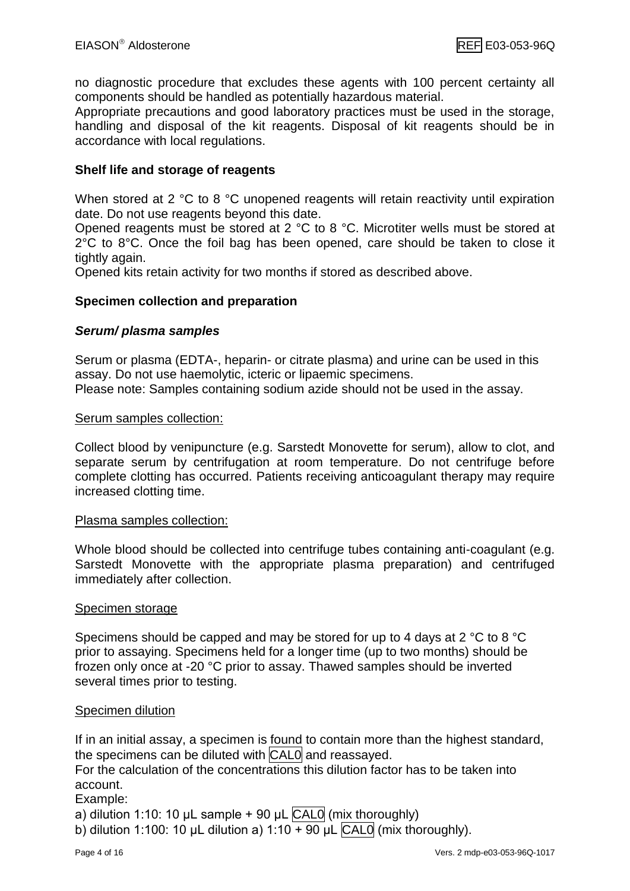no diagnostic procedure that excludes these agents with 100 percent certainty all components should be handled as potentially hazardous material.
Appropriate precautions and good laboratory practices must be used in the storage, handling and disposal of the kit reagents. Disposal of kit reagents should be in accordance with local regulations.

## Shelf life and storage of reagents

When stored at 2 °C to 8 °C unopened reagents will retain reactivity until expiration date. Do not use reagents beyond this date.
Opened reagents must be stored at 2 °C to 8 °C. Microtiter wells must be stored at 2°C to 8°C. Once the foil bag has been opened, care should be taken to close it tightly again.
Opened kits retain activity for two months if stored as described above.

## Specimen collection and preparation

### *Serum/ plasma samples*

Serum or plasma (EDTA-, heparin- or citrate plasma) and urine can be used in this assay. Do not use haemolytic, icteric or lipaemic specimens.
Please note: Samples containing sodium azide should not be used in the assay.

Serum samples collection:

Collect blood by venipuncture (e.g. Sarstedt Monovette for serum), allow to clot, and separate serum by centrifugation at room temperature. Do not centrifuge before complete clotting has occurred. Patients receiving anticoagulant therapy may require increased clotting time.

Plasma samples collection:

Whole blood should be collected into centrifuge tubes containing anti-coagulant (e.g. Sarstedt Monovette with the appropriate plasma preparation) and centrifuged immediately after collection.

Specimen storage

Specimens should be capped and may be stored for up to 4 days at 2 °C to 8 °C prior to assaying. Specimens held for a longer time (up to two months) should be frozen only once at -20 °C prior to assay. Thawed samples should be inverted several times prior to testing.

Specimen dilution

If in an initial assay, a specimen is found to contain more than the highest standard, the specimens can be diluted with CAL0 and reassayed.
For the calculation of the concentrations this dilution factor has to be taken into account.
Example:
a) dilution 1:10: 10 µL sample + 90 µL CAL0 (mix thoroughly)
b) dilution 1:100: 10 µL dilution a) 1:10 + 90 µL CAL0 (mix thoroughly).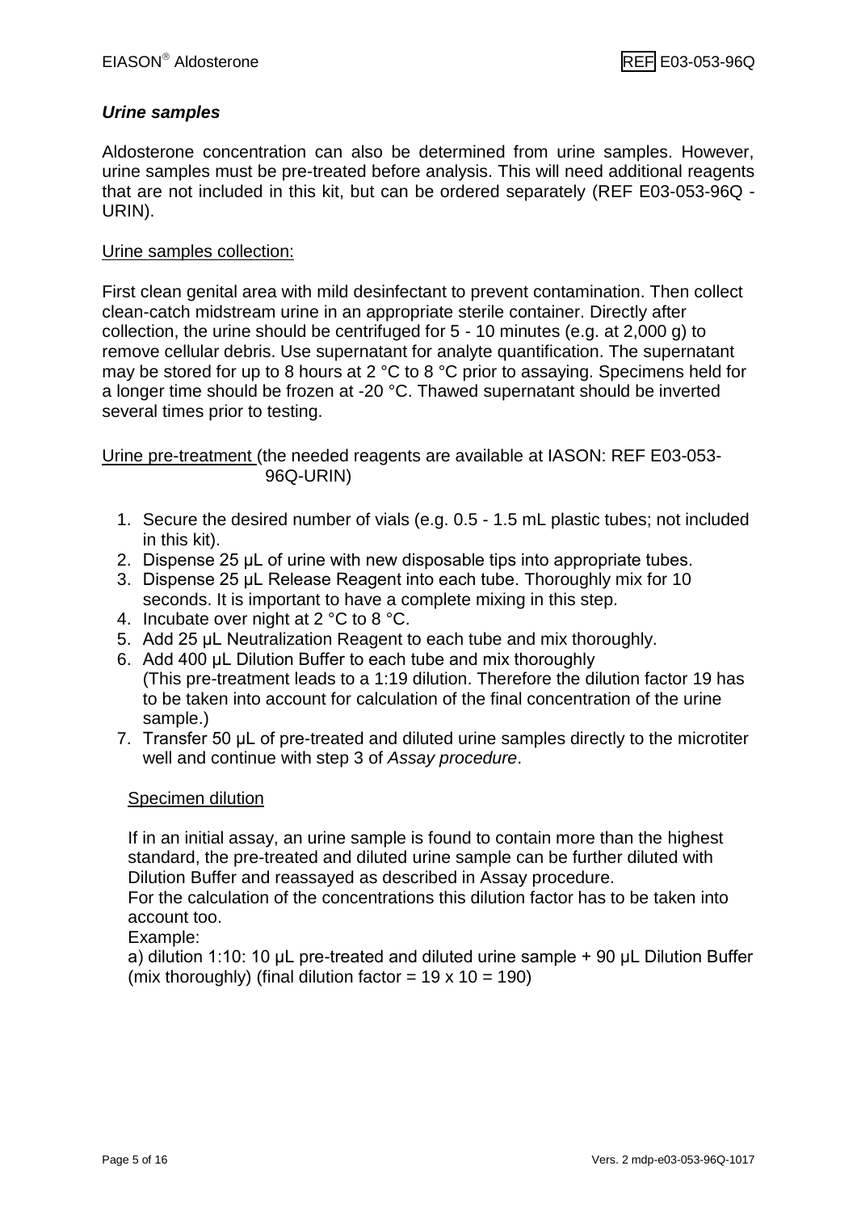### *Urine samples*

Aldosterone concentration can also be determined from urine samples. However, urine samples must be pre-treated before analysis. This will need additional reagents that are not included in this kit, but can be ordered separately (REF E03-053-96Q - URIN).

Urine samples collection:

First clean genital area with mild desinfectant to prevent contamination. Then collect clean-catch midstream urine in an appropriate sterile container. Directly after collection, the urine should be centrifuged for 5 - 10 minutes (e.g. at 2,000 g) to remove cellular debris. Use supernatant for analyte quantification. The supernatant may be stored for up to 8 hours at 2 °C to 8 °C prior to assaying. Specimens held for a longer time should be frozen at -20 °C. Thawed supernatant should be inverted several times prior to testing.

Urine pre-treatment (the needed reagents are available at IASON: REF E03-053-96Q-URIN)

1. Secure the desired number of vials (e.g. 0.5 - 1.5 mL plastic tubes; not included in this kit).
2. Dispense 25 µL of urine with new disposable tips into appropriate tubes.
3. Dispense 25 µL Release Reagent into each tube. Thoroughly mix for 10 seconds. It is important to have a complete mixing in this step.
4. Incubate over night at 2 °C to 8 °C.
5. Add 25 µL Neutralization Reagent to each tube and mix thoroughly.
6. Add 400 µL Dilution Buffer to each tube and mix thoroughly (This pre-treatment leads to a 1:19 dilution. Therefore the dilution factor 19 has to be taken into account for calculation of the final concentration of the urine sample.)
7. Transfer 50 µL of pre-treated and diluted urine samples directly to the microtiter well and continue with step 3 of *Assay procedure*.

Specimen dilution

If in an initial assay, an urine sample is found to contain more than the highest standard, the pre-treated and diluted urine sample can be further diluted with Dilution Buffer and reassayed as described in Assay procedure.
For the calculation of the concentrations this dilution factor has to be taken into account too.
Example:
a) dilution 1:10: 10 µL pre-treated and diluted urine sample + 90 µL Dilution Buffer (mix thoroughly) (final dilution factor = 19 x 10 = 190)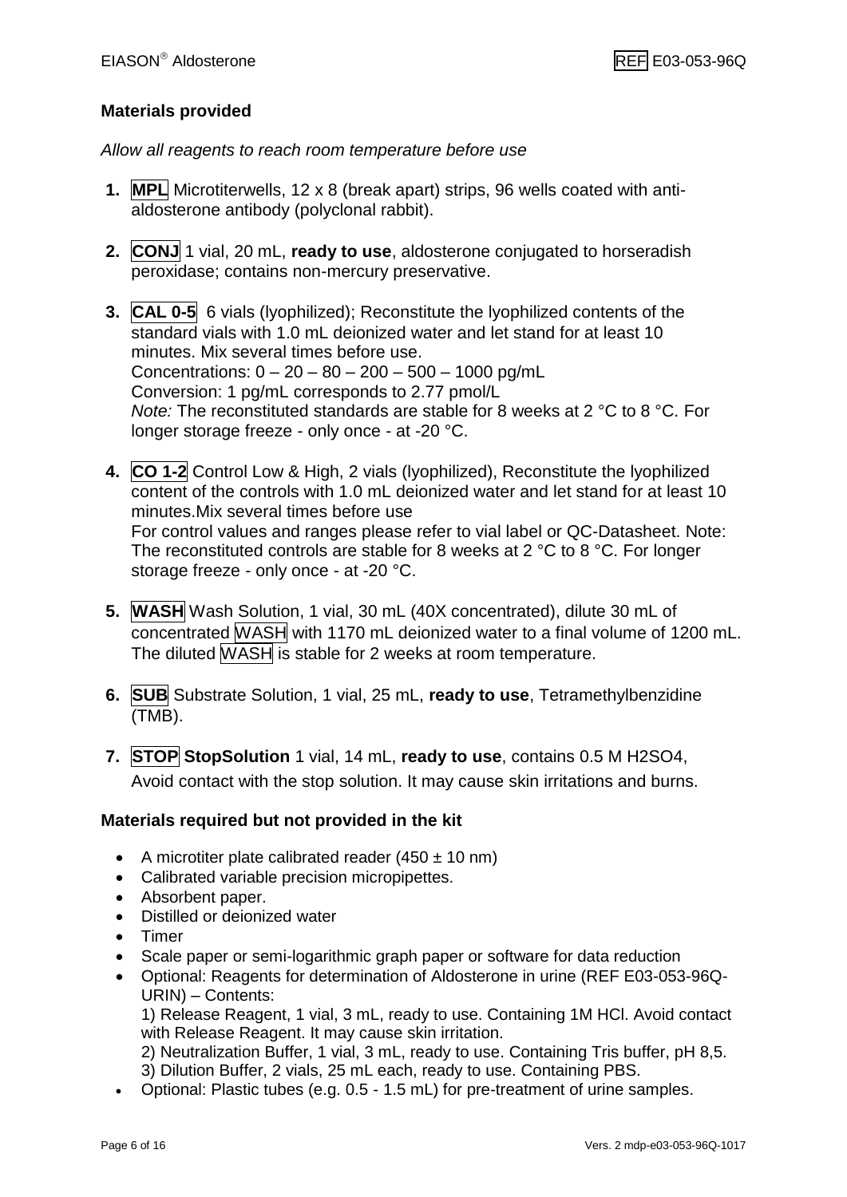## Materials provided

*Allow all reagents to reach room temperature before use*

1. **MPL** Microtiterwells, 12 x 8 (break apart) strips, 96 wells coated with anti-aldosterone antibody (polyclonal rabbit).

2. **CONJ** 1 vial, 20 mL, **ready to use**, aldosterone conjugated to horseradish peroxidase; contains non-mercury preservative.

3. **CAL 0-5** 6 vials (lyophilized); Reconstitute the lyophilized contents of the standard vials with 1.0 mL deionized water and let stand for at least 10 minutes. Mix several times before use.
   Concentrations: 0 – 20 – 80 – 200 – 500 – 1000 pg/mL
   Conversion: 1 pg/mL corresponds to 2.77 pmol/L
   *Note:* The reconstituted standards are stable for 8 weeks at 2 °C to 8 °C. For longer storage freeze - only once - at -20 °C.

4. **CO 1-2** Control Low & High, 2 vials (lyophilized), Reconstitute the lyophilized content of the controls with 1.0 mL deionized water and let stand for at least 10 minutes.Mix several times before use
   For control values and ranges please refer to vial label or QC-Datasheet. Note: The reconstituted controls are stable for 8 weeks at 2 °C to 8 °C. For longer storage freeze - only once - at -20 °C.

5. **WASH** Wash Solution, 1 vial, 30 mL (40X concentrated), dilute 30 mL of concentrated WASH with 1170 mL deionized water to a final volume of 1200 mL. The diluted WASH is stable for 2 weeks at room temperature.

6. **SUB** Substrate Solution, 1 vial, 25 mL, **ready to use**, Tetramethylbenzidine (TMB).

7. **STOP** **StopSolution** 1 vial, 14 mL, **ready to use**, contains 0.5 M $H_2SO_4$,
   Avoid contact with the stop solution. It may cause skin irritations and burns.

## Materials required but not provided in the kit

- A microtiter plate calibrated reader (450 ± 10 nm)
- Calibrated variable precision micropipettes.
- Absorbent paper.
- Distilled or deionized water
- Timer
- Scale paper or semi-logarithmic graph paper or software for data reduction
- Optional: Reagents for determination of Aldosterone in urine (REF E03-053-96Q-URIN) – Contents:
  1) Release Reagent, 1 vial, 3 mL, ready to use. Containing 1M HCl. Avoid contact with Release Reagent. It may cause skin irritation.
  2) Neutralization Buffer, 1 vial, 3 mL, ready to use. Containing Tris buffer, pH 8,5.
  3) Dilution Buffer, 2 vials, 25 mL each, ready to use. Containing PBS.
- Optional: Plastic tubes (e.g. 0.5 - 1.5 mL) for pre-treatment of urine samples.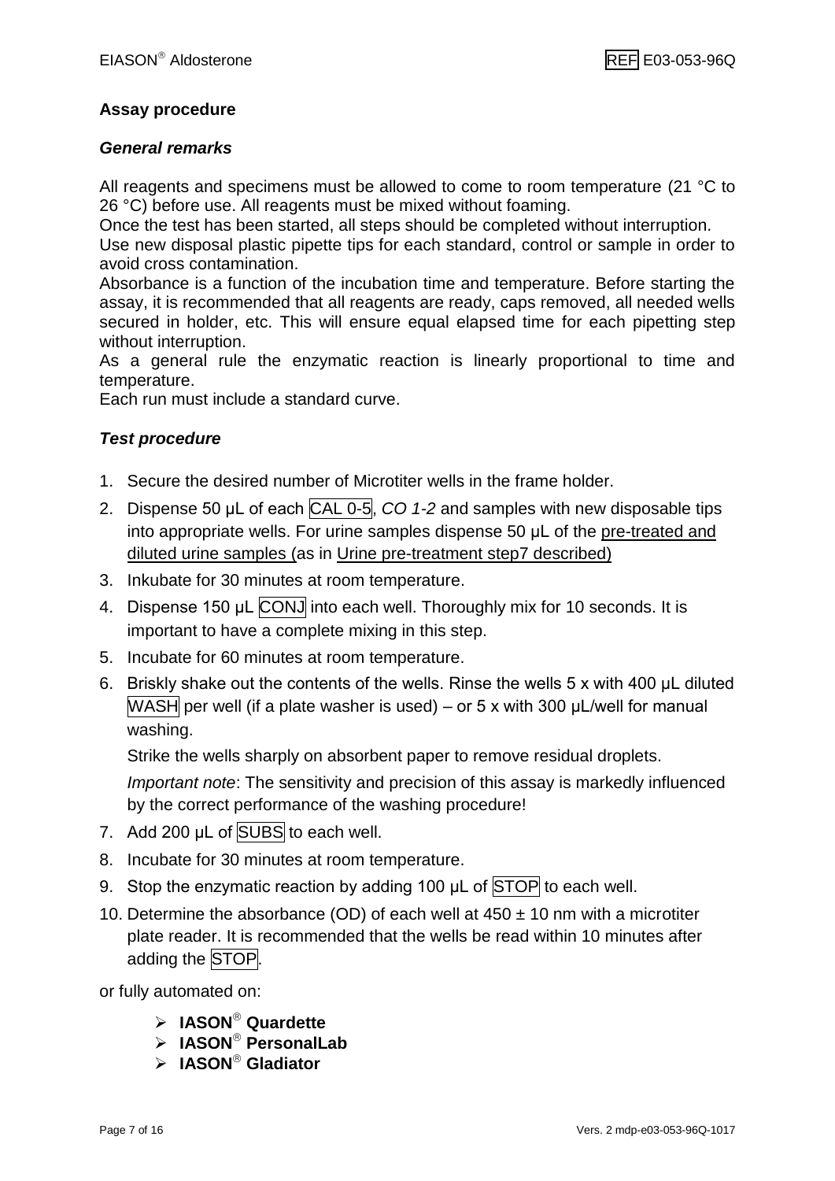## Assay procedure

### *General remarks*

All reagents and specimens must be allowed to come to room temperature (21 °C to 26 °C) before use. All reagents must be mixed without foaming.
Once the test has been started, all steps should be completed without interruption.
Use new disposal plastic pipette tips for each standard, control or sample in order to avoid cross contamination.
Absorbance is a function of the incubation time and temperature. Before starting the assay, it is recommended that all reagents are ready, caps removed, all needed wells secured in holder, etc. This will ensure equal elapsed time for each pipetting step without interruption.
As a general rule the enzymatic reaction is linearly proportional to time and temperature.
Each run must include a standard curve.

### *Test procedure*

1. Secure the desired number of Microtiter wells in the frame holder.
2. Dispense 50 µL of each CAL 0-5, *CO 1-2* and samples with new disposable tips into appropriate wells. For urine samples dispense 50 µL of the pre-treated and diluted urine samples (as in Urine pre-treatment step7 described)
3. Inkubate for 30 minutes at room temperature.
4. Dispense 150 µL CONJ into each well. Thoroughly mix for 10 seconds. It is important to have a complete mixing in this step.
5. Incubate for 60 minutes at room temperature.
6. Briskly shake out the contents of the wells. Rinse the wells 5 x with 400 µL diluted WASH per well (if a plate washer is used) – or 5 x with 300 µL/well for manual washing.

   Strike the wells sharply on absorbent paper to remove residual droplets.

   *Important note*: The sensitivity and precision of this assay is markedly influenced by the correct performance of the washing procedure!
7. Add 200 µL of SUBS to each well.
8. Incubate for 30 minutes at room temperature.
9. Stop the enzymatic reaction by adding 100 µL of STOP to each well.
10. Determine the absorbance (OD) of each well at 450 ± 10 nm with a microtiter plate reader. It is recommended that the wells be read within 10 minutes after adding the STOP.

or fully automated on:

- **IASON® Quardette**
- **IASON® PersonalLab**
- **IASON® Gladiator**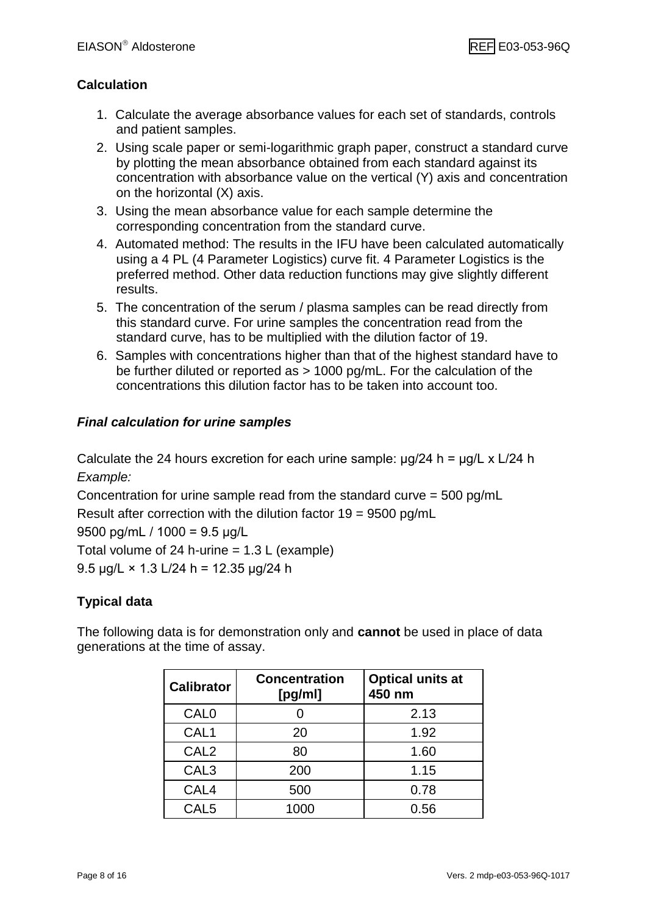## Calculation

1. Calculate the average absorbance values for each set of standards, controls and patient samples.
2. Using scale paper or semi-logarithmic graph paper, construct a standard curve by plotting the mean absorbance obtained from each standard against its concentration with absorbance value on the vertical (Y) axis and concentration on the horizontal (X) axis.
3. Using the mean absorbance value for each sample determine the corresponding concentration from the standard curve.
4. Automated method: The results in the IFU have been calculated automatically using a 4 PL (4 Parameter Logistics) curve fit. 4 Parameter Logistics is the preferred method. Other data reduction functions may give slightly different results.
5. The concentration of the serum / plasma samples can be read directly from this standard curve. For urine samples the concentration read from the standard curve, has to be multiplied with the dilution factor of 19.
6. Samples with concentrations higher than that of the highest standard have to be further diluted or reported as > 1000 pg/mL. For the calculation of the concentrations this dilution factor has to be taken into account too.

### *Final calculation for urine samples*

Calculate the 24 hours excretion for each urine sample: µg/24 h = µg/L x L/24 h

*Example:*

Concentration for urine sample read from the standard curve = 500 pg/mL

Result after correction with the dilution factor 19 = 9500 pg/mL

9500 pg/mL / 1000 = 9.5 µg/L

Total volume of 24 h-urine = 1.3 L (example)

9.5 µg/L × 1.3 L/24 h = 12.35 µg/24 h

## Typical data

The following data is for demonstration only and **cannot** be used in place of data generations at the time of assay.

| Calibrator | Concentration [pg/ml] | Optical units at 450 nm |
|---|---|---|
| CAL0 | 0 | 2.13 |
| CAL1 | 20 | 1.92 |
| CAL2 | 80 | 1.60 |
| CAL3 | 200 | 1.15 |
| CAL4 | 500 | 0.78 |
| CAL5 | 1000 | 0.56 |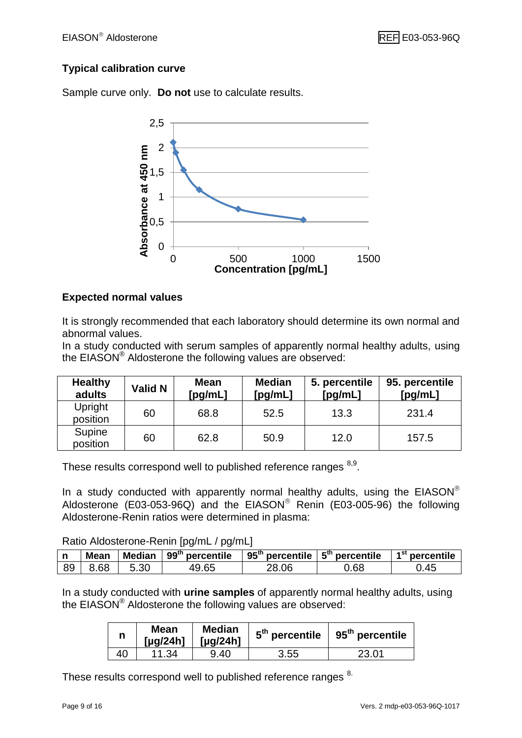### Typical calibration curve

Sample curve only. **Do not** use to calculate results.

### Expected normal values

It is strongly recommended that each laboratory should determine its own normal and abnormal values.
In a study conducted with serum samples of apparently normal healthy adults, using the EIASON® Aldosterone the following values are observed:

| Healthy adults | Valid N | Mean [pg/mL] | Median [pg/mL] | 5. percentile [pg/mL] | 95. percentile [pg/mL] |
|---|---|---|---|---|---|
| Upright position | 60 | 68.8 | 52.5 | 13.3 | 231.4 |
| Supine position | 60 | 62.8 | 50.9 | 12.0 | 157.5 |

These results correspond well to published reference ranges [8,9].

In a study conducted with apparently normal healthy adults, using the EIASON® Aldosterone (E03-053-96Q) and the EIASON® Renin (E03-005-96) the following Aldosterone-Renin ratios were determined in plasma:

Ratio Aldosterone-Renin [pg/mL / pg/mL]

| n | Mean | Median | $99^{th}$ percentile | $95^{th}$ percentile | $5^{th}$ percentile | $1^{st}$ percentile |
|---|---|---|---|---|---|---|
| 89 | 8.68 | 5.30 | 49.65 | 28.06 | 0.68 | 0.45 |

In a study conducted with **urine samples** of apparently normal healthy adults, using the EIASON® Aldosterone the following values are observed:

| n | Mean [µg/24h] | Median [µg/24h] | $5^{th}$ percentile | $95^{th}$ percentile |
|---|---|---|---|---|
| 40 | 11.34 | 9.40 | 3.55 | 23.01 |

These results correspond well to published reference ranges [8].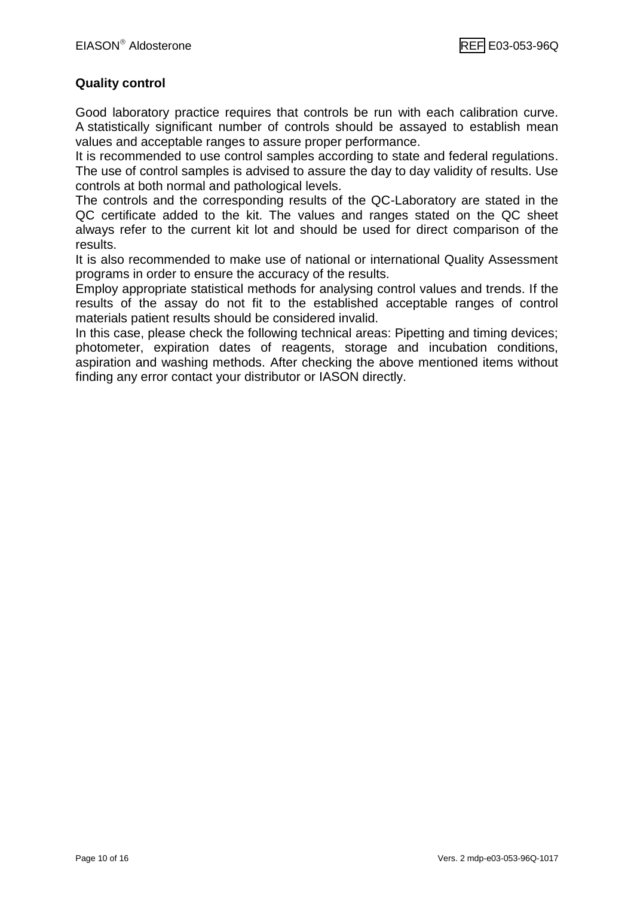## Quality control

Good laboratory practice requires that controls be run with each calibration curve. A statistically significant number of controls should be assayed to establish mean values and acceptable ranges to assure proper performance.

It is recommended to use control samples according to state and federal regulations. The use of control samples is advised to assure the day to day validity of results. Use controls at both normal and pathological levels.

The controls and the corresponding results of the QC-Laboratory are stated in the QC certificate added to the kit. The values and ranges stated on the QC sheet always refer to the current kit lot and should be used for direct comparison of the results.

It is also recommended to make use of national or international Quality Assessment programs in order to ensure the accuracy of the results.

Employ appropriate statistical methods for analysing control values and trends. If the results of the assay do not fit to the established acceptable ranges of control materials patient results should be considered invalid.

In this case, please check the following technical areas: Pipetting and timing devices; photometer, expiration dates of reagents, storage and incubation conditions, aspiration and washing methods. After checking the above mentioned items without finding any error contact your distributor or IASON directly.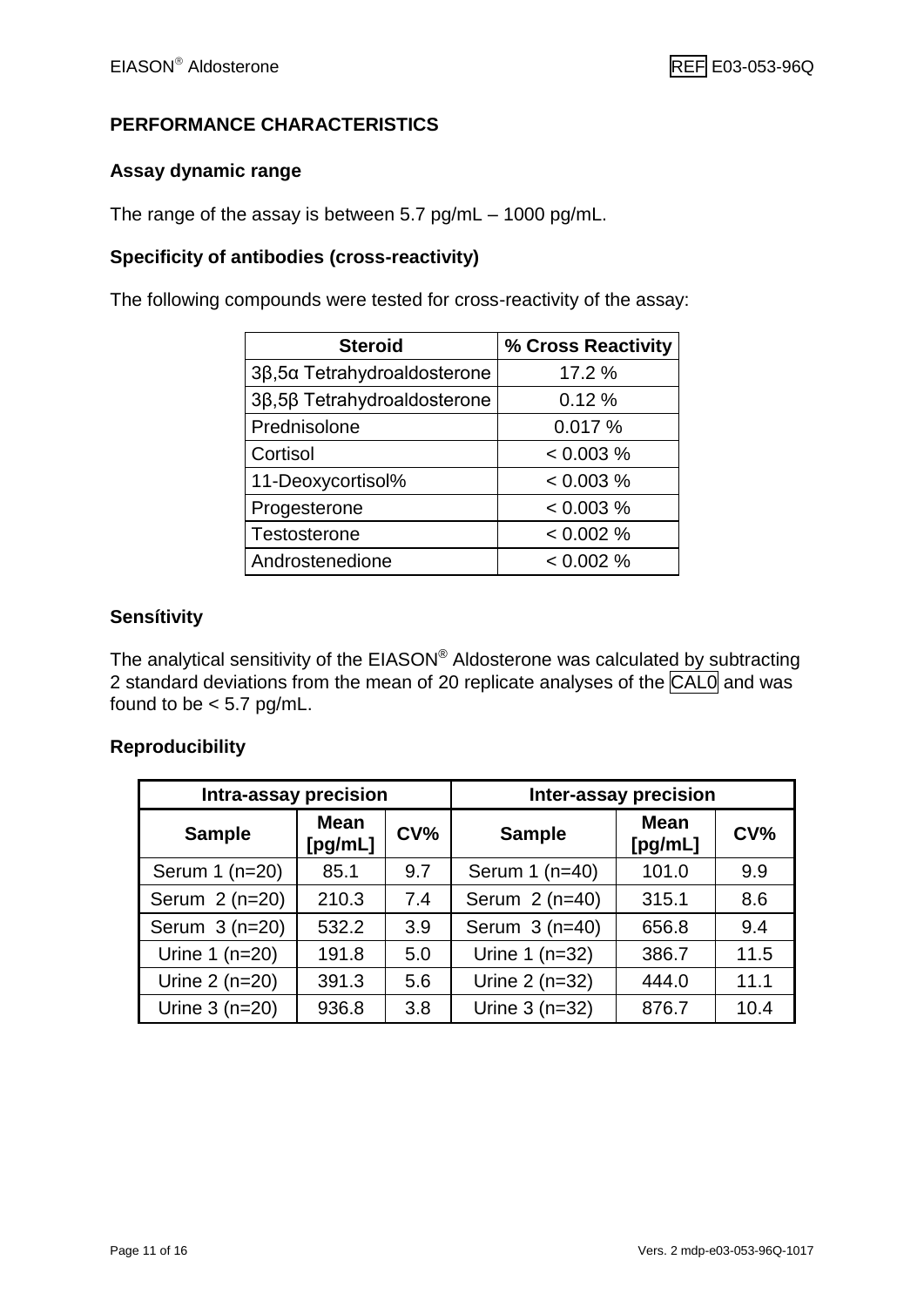## PERFORMANCE CHARACTERISTICS

### Assay dynamic range

The range of the assay is between 5.7 pg/mL – 1000 pg/mL.

### Specificity of antibodies (cross-reactivity)

The following compounds were tested for cross-reactivity of the assay:

| Steroid | % Cross Reactivity |
|---|---|
| 3β,5α Tetrahydroaldosterone | 17.2 % |
| 3β,5β Tetrahydroaldosterone | 0.12 % |
| Prednisolone | 0.017 % |
| Cortisol | < 0.003 % |
| 11-Deoxycortisol% | < 0.003 % |
| Progesterone | < 0.003 % |
| Testosterone | < 0.002 % |
| Androstenedione | < 0.002 % |

### Sensítivity

The analytical sensitivity of the EIASON® Aldosterone was calculated by subtracting 2 standard deviations from the mean of 20 replicate analyses of the CAL0 and was found to be < 5.7 pg/mL.

### Reproducibility

| Intra-assay precision | | | Inter-assay precision | | |
|---|---|---|---|---|---|
| Sample | Mean [pg/mL] | CV% | Sample | Mean [pg/mL] | CV% |
| Serum 1 (n=20) | 85.1 | 9.7 | Serum 1 (n=40) | 101.0 | 9.9 |
| Serum 2 (n=20) | 210.3 | 7.4 | Serum 2 (n=40) | 315.1 | 8.6 |
| Serum 3 (n=20) | 532.2 | 3.9 | Serum 3 (n=40) | 656.8 | 9.4 |
| Urine 1 (n=20) | 191.8 | 5.0 | Urine 1 (n=32) | 386.7 | 11.5 |
| Urine 2 (n=20) | 391.3 | 5.6 | Urine 2 (n=32) | 444.0 | 11.1 |
| Urine 3 (n=20) | 936.8 | 3.8 | Urine 3 (n=32) | 876.7 | 10.4 |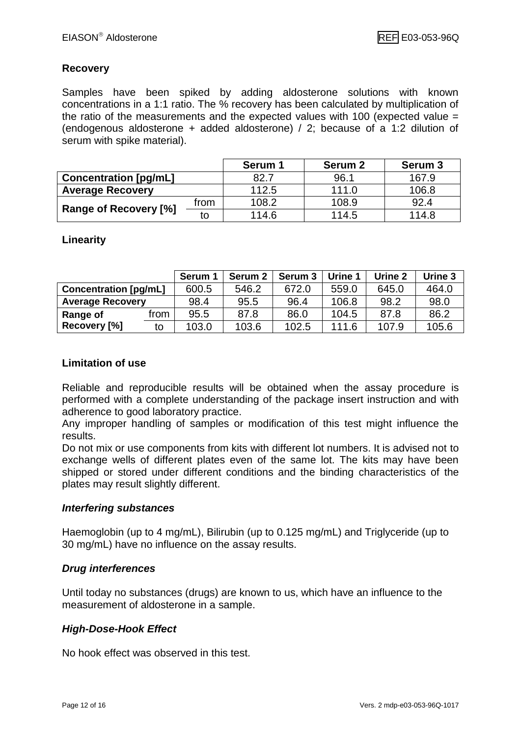## Recovery

Samples have been spiked by adding aldosterone solutions with known concentrations in a 1:1 ratio. The % recovery has been calculated by multiplication of the ratio of the measurements and the expected values with 100 (expected value = (endogenous aldosterone + added aldosterone) / 2; because of a 1:2 dilution of serum with spike material).

| | | Serum 1 | Serum 2 | Serum 3 |
|---|---|---|---|---|
| **Concentration [pg/mL]** | | 82.7 | 96.1 | 167.9 |
| **Average Recovery** | | 112.5 | 111.0 | 106.8 |
| **Range of Recovery [%]** | from | 108.2 | 108.9 | 92.4 |
| | to | 114.6 | 114.5 | 114.8 |

## Linearity

| | | Serum 1 | Serum 2 | Serum 3 | Urine 1 | Urine 2 | Urine 3 |
|---|---|---|---|---|---|---|---|
| **Concentration [pg/mL]** | | 600.5 | 546.2 | 672.0 | 559.0 | 645.0 | 464.0 |
| **Average Recovery** | | 98.4 | 95.5 | 96.4 | 106.8 | 98.2 | 98.0 |
| **Range of Recovery [%]** | from | 95.5 | 87.8 | 86.0 | 104.5 | 87.8 | 86.2 |
| | to | 103.0 | 103.6 | 102.5 | 111.6 | 107.9 | 105.6 |

## Limitation of use

Reliable and reproducible results will be obtained when the assay procedure is performed with a complete understanding of the package insert instruction and with adherence to good laboratory practice.

Any improper handling of samples or modification of this test might influence the results.

Do not mix or use components from kits with different lot numbers. It is advised not to exchange wells of different plates even of the same lot. The kits may have been shipped or stored under different conditions and the binding characteristics of the plates may result slightly different.

### *Interfering substances*

Haemoglobin (up to 4 mg/mL), Bilirubin (up to 0.125 mg/mL) and Triglyceride (up to 30 mg/mL) have no influence on the assay results.

### *Drug interferences*

Until today no substances (drugs) are known to us, which have an influence to the measurement of aldosterone in a sample.

### *High-Dose-Hook Effect*

No hook effect was observed in this test.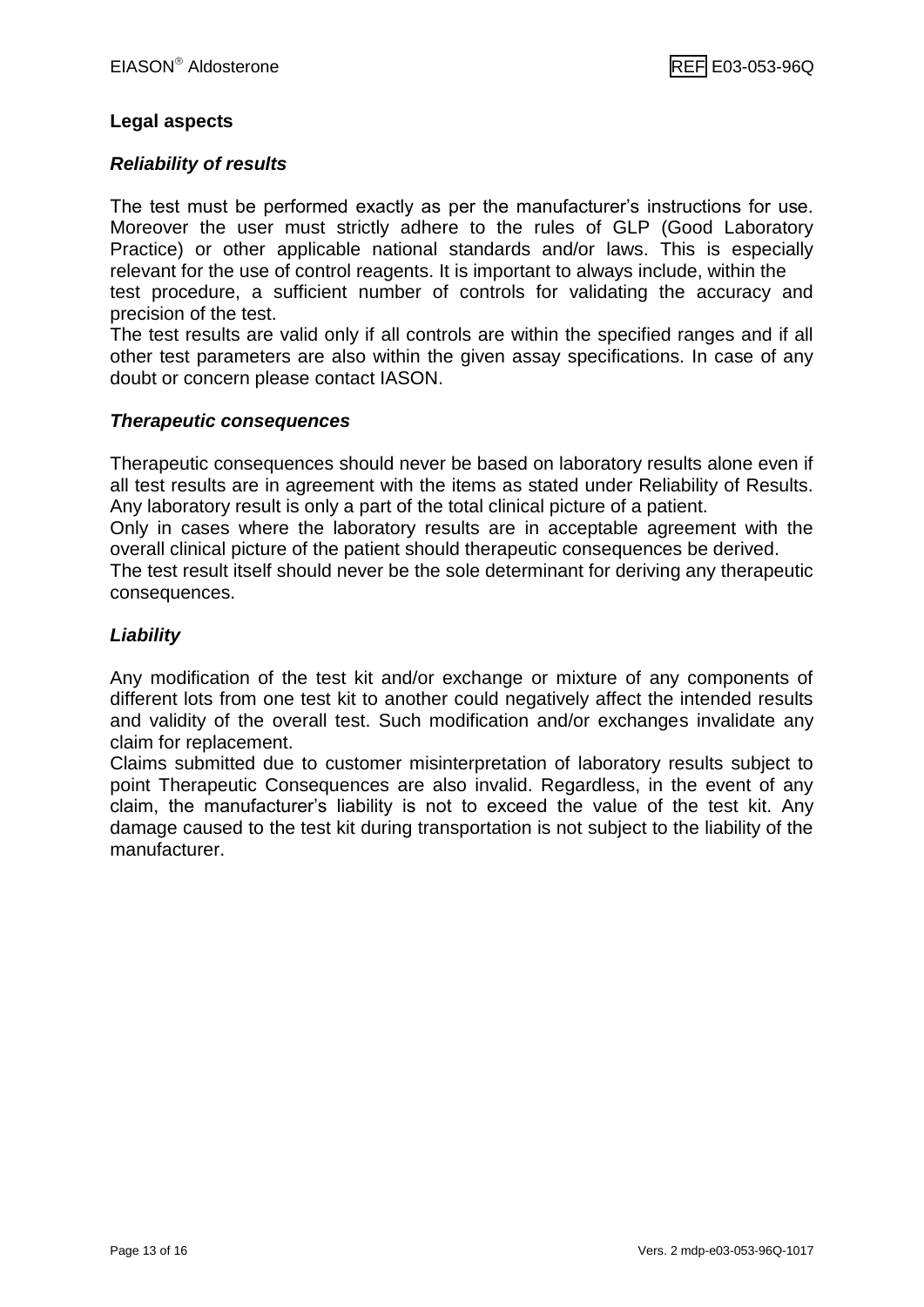## Legal aspects

### *Reliability of results*

The test must be performed exactly as per the manufacturer's instructions for use. Moreover the user must strictly adhere to the rules of GLP (Good Laboratory Practice) or other applicable national standards and/or laws. This is especially relevant for the use of control reagents. It is important to always include, within the test procedure, a sufficient number of controls for validating the accuracy and precision of the test.

The test results are valid only if all controls are within the specified ranges and if all other test parameters are also within the given assay specifications. In case of any doubt or concern please contact IASON.

### *Therapeutic consequences*

Therapeutic consequences should never be based on laboratory results alone even if all test results are in agreement with the items as stated under Reliability of Results. Any laboratory result is only a part of the total clinical picture of a patient.

Only in cases where the laboratory results are in acceptable agreement with the overall clinical picture of the patient should therapeutic consequences be derived.

The test result itself should never be the sole determinant for deriving any therapeutic consequences.

### *Liability*

Any modification of the test kit and/or exchange or mixture of any components of different lots from one test kit to another could negatively affect the intended results and validity of the overall test. Such modification and/or exchanges invalidate any claim for replacement.

Claims submitted due to customer misinterpretation of laboratory results subject to point Therapeutic Consequences are also invalid. Regardless, in the event of any claim, the manufacturer's liability is not to exceed the value of the test kit. Any damage caused to the test kit during transportation is not subject to the liability of the manufacturer.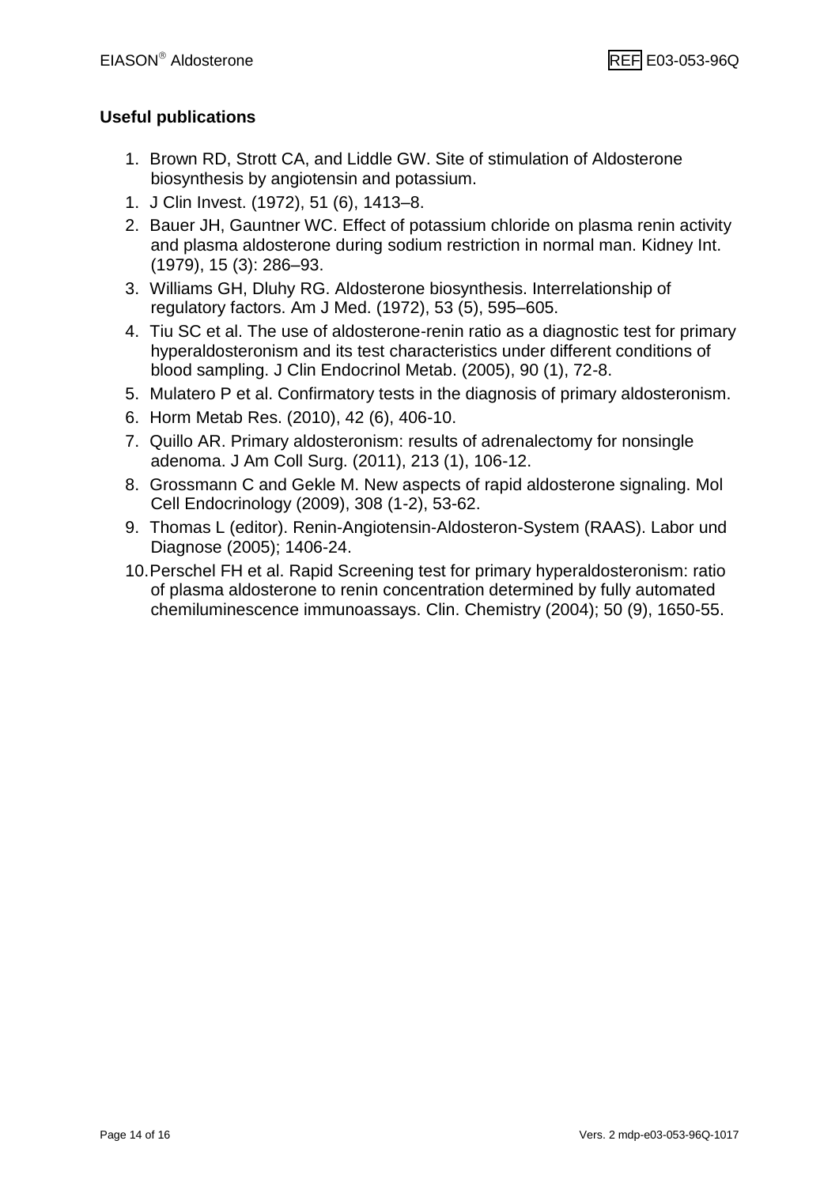## Useful publications

1. Brown RD, Strott CA, and Liddle GW. Site of stimulation of Aldosterone biosynthesis by angiotensin and potassium.
1. J Clin Invest. (1972), 51 (6), 1413–8.
2. Bauer JH, Gauntner WC. Effect of potassium chloride on plasma renin activity and plasma aldosterone during sodium restriction in normal man. Kidney Int. (1979), 15 (3): 286–93.
3. Williams GH, Dluhy RG. Aldosterone biosynthesis. Interrelationship of regulatory factors. Am J Med. (1972), 53 (5), 595–605.
4. Tiu SC et al. The use of aldosterone-renin ratio as a diagnostic test for primary hyperaldosteronism and its test characteristics under different conditions of blood sampling. J Clin Endocrinol Metab. (2005), 90 (1), 72-8.
5. Mulatero P et al. Confirmatory tests in the diagnosis of primary aldosteronism.
6. Horm Metab Res. (2010), 42 (6), 406-10.
7. Quillo AR. Primary aldosteronism: results of adrenalectomy for nonsingle adenoma. J Am Coll Surg. (2011), 213 (1), 106-12.
8. Grossmann C and Gekle M. New aspects of rapid aldosterone signaling. Mol Cell Endocrinology (2009), 308 (1-2), 53-62.
9. Thomas L (editor). Renin-Angiotensin-Aldosteron-System (RAAS). Labor und Diagnose (2005); 1406-24.
10. Perschel FH et al. Rapid Screening test for primary hyperaldosteronism: ratio of plasma aldosterone to renin concentration determined by fully automated chemiluminescence immunoassays. Clin. Chemistry (2004); 50 (9), 1650-55.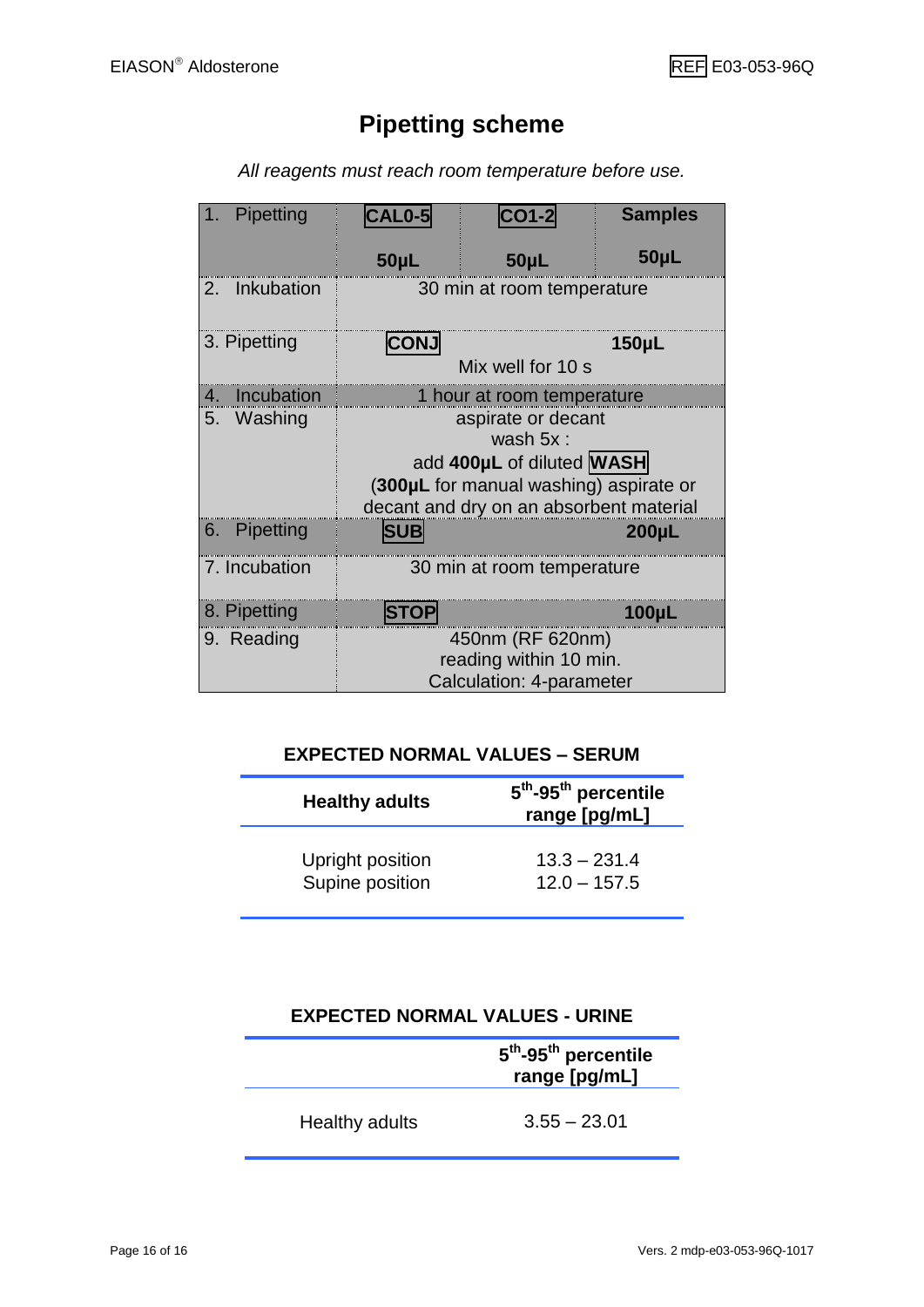# Pipetting scheme

*All reagents must reach room temperature before use.*

| | | | |
|---|---|---|---|
| 1. Pipetting | CAL0-5<br>50µL | CO1-2<br>50µL | Samples<br>50µL |
| 2. Inkubation | 30 min at room temperature | | |
| 3. Pipetting | CONJ **150µL**<br>Mix well for 10 s | | |
| 4. Incubation | 1 hour at room temperature | | |
| 5. Washing | aspirate or decant<br>wash 5x :<br>add **400µL** of diluted WASH<br>(**300µL** for manual washing) aspirate or decant and dry on an absorbent material | | |
| 6. Pipetting | SUB **200µL** | | |
| 7. Incubation | 30 min at room temperature | | |
| 8. Pipetting | STOP **100µL** | | |
| 9. Reading | 450nm (RF 620nm)<br>reading within 10 min.<br>Calculation: 4-parameter | | |

**EXPECTED NORMAL VALUES – SERUM**

| Healthy adults | $5^{th}$-$95^{th}$ percentile range [pg/mL] |
|---|---|
| Upright position | 13.3 – 231.4 |
| Supine position | 12.0 – 157.5 |

**EXPECTED NORMAL VALUES - URINE**

| | $5^{th}$-$95^{th}$ percentile range [pg/mL] |
|---|---|
| Healthy adults | 3.55 – 23.01 |